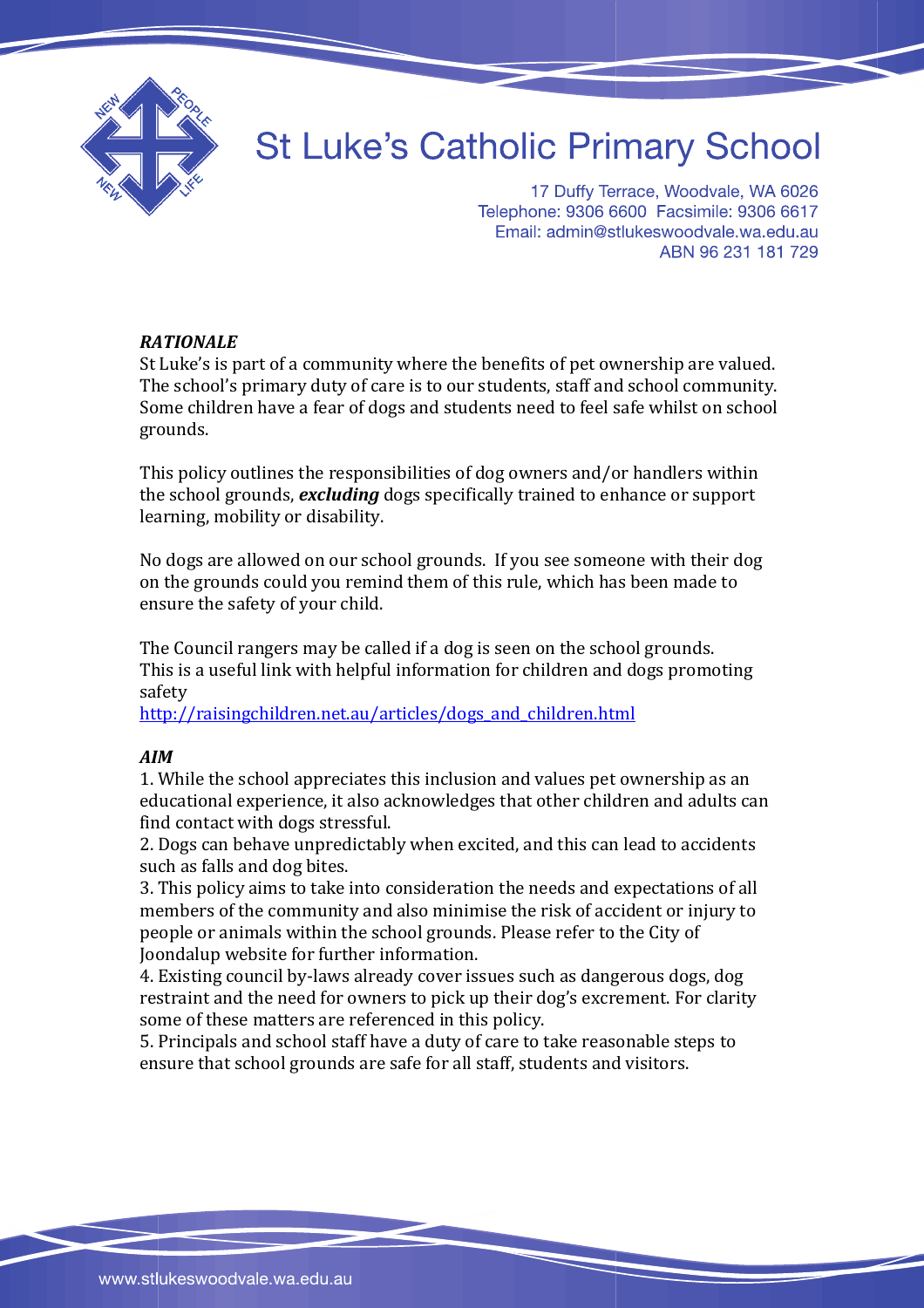# St Luke's Catholic Primary School

17 Duffy Terrace, Woodvale, WA 6026
Telephone: 9306 6600 Facsimile: 9306 6617
Email: admin@stlukeswoodvale.wa.edu.au
ABN 96 231 181 729

***RATIONALE***

St Luke's is part of a community where the benefits of pet ownership are valued. The school's primary duty of care is to our students, staff and school community. Some children have a fear of dogs and students need to feel safe whilst on school grounds.

This policy outlines the responsibilities of dog owners and/or handlers within the school grounds, ***excluding*** dogs specifically trained to enhance or support learning, mobility or disability.

No dogs are allowed on our school grounds. If you see someone with their dog on the grounds could you remind them of this rule, which has been made to ensure the safety of your child.

The Council rangers may be called if a dog is seen on the school grounds. This is a useful link with helpful information for children and dogs promoting safety
[http://raisingchildren.net.au/articles/dogs_and_children.html](http://raisingchildren.net.au/articles/dogs_and_children.html)

***AIM***

1. While the school appreciates this inclusion and values pet ownership as an educational experience, it also acknowledges that other children and adults can find contact with dogs stressful.
2. Dogs can behave unpredictably when excited, and this can lead to accidents such as falls and dog bites.
3. This policy aims to take into consideration the needs and expectations of all members of the community and also minimise the risk of accident or injury to people or animals within the school grounds. Please refer to the City of Joondalup website for further information.
4. Existing council by-laws already cover issues such as dangerous dogs, dog restraint and the need for owners to pick up their dog's excrement. For clarity some of these matters are referenced in this policy.
5. Principals and school staff have a duty of care to take reasonable steps to ensure that school grounds are safe for all staff, students and visitors.

www.stlukeswoodvale.wa.edu.au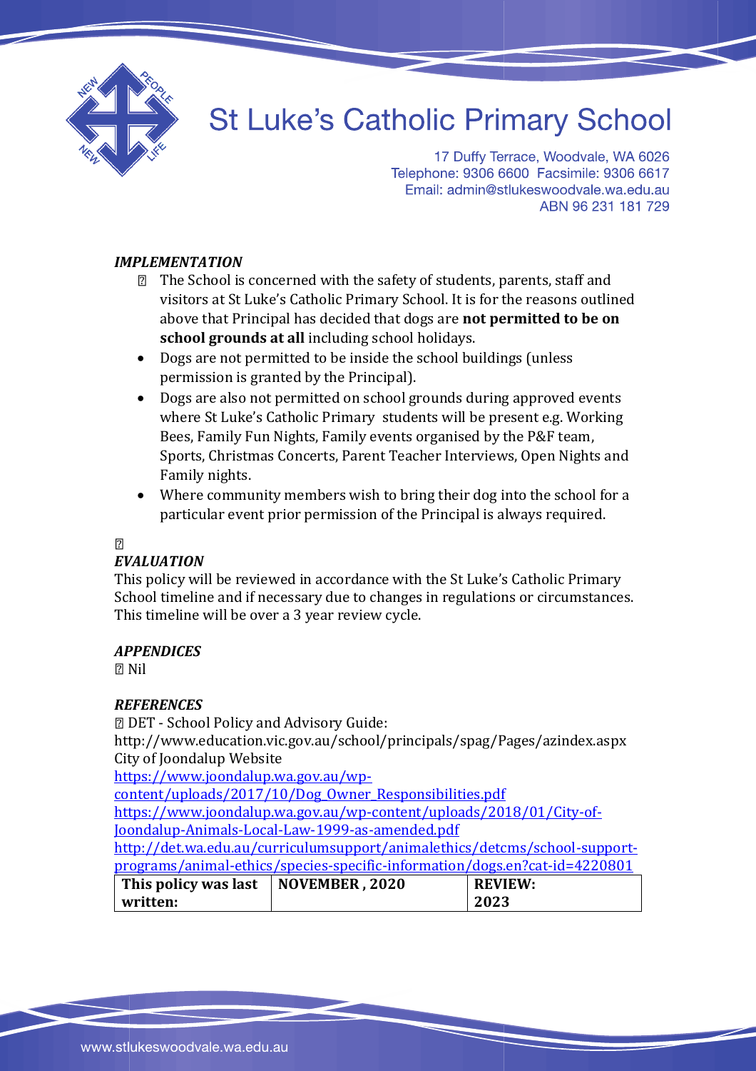# St Luke's Catholic Primary School

17 Duffy Terrace, Woodvale, WA 6026
Telephone: 9306 6600 Facsimile: 9306 6617
Email: admin@stlukeswoodvale.wa.edu.au
ABN 96 231 181 729

***IMPLEMENTATION***

- The School is concerned with the safety of students, parents, staff and visitors at St Luke's Catholic Primary School. It is for the reasons outlined above that Principal has decided that dogs are **not permitted to be on school grounds at all** including school holidays.
- Dogs are not permitted to be inside the school buildings (unless permission is granted by the Principal).
- Dogs are also not permitted on school grounds during approved events where St Luke's Catholic Primary students will be present e.g. Working Bees, Family Fun Nights, Family events organised by the P&F team, Sports, Christmas Concerts, Parent Teacher Interviews, Open Nights and Family nights.
- Where community members wish to bring their dog into the school for a particular event prior permission of the Principal is always required.

***EVALUATION***

This policy will be reviewed in accordance with the St Luke's Catholic Primary School timeline and if necessary due to changes in regulations or circumstances. This timeline will be over a 3 year review cycle.

***APPENDICES***

- Nil

***REFERENCES***

- DET - School Policy and Advisory Guide: http://www.education.vic.gov.au/school/principals/spag/Pages/azindex.aspx

City of Joondalup Website

https://www.joondalup.wa.gov.au/wp-content/uploads/2017/10/Dog_Owner_Responsibilities.pdf

https://www.joondalup.wa.gov.au/wp-content/uploads/2018/01/City-of-Joondalup-Animals-Local-Law-1999-as-amended.pdf

http://det.wa.edu.au/curriculumsupport/animalethics/detcms/school-support-programs/animal-ethics/species-specific-information/dogs.en?cat-id=4220801

| | | |
|---|---|---|
| **This policy was last written:** | **NOVEMBER , 2020** | **REVIEW: 2023** |